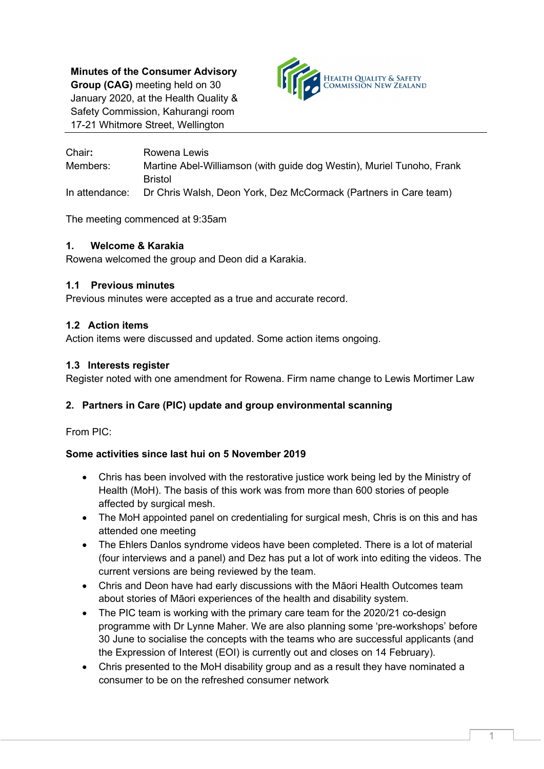**Minutes of the Consumer Advisory Group (CAG)** meeting held on 30 January 2020, at the Health Quality & Safety Commission, Kahurangi room 17-21 Whitmore Street, Wellington

HEALTH QUALITY & SAFETY COMMISSION NEW ZEALAND

| | |
|---|---|
| Chair**:** | Rowena Lewis |
| Members: | Martine Abel-Williamson (with guide dog Westin), Muriel Tunoho, Frank Bristol |
| In attendance: | Dr Chris Walsh, Deon York, Dez McCormack (Partners in Care team) |

The meeting commenced at 9:35am

### 1. Welcome & Karakia

Rowena welcomed the group and Deon did a Karakia.

### 1.1 Previous minutes

Previous minutes were accepted as a true and accurate record.

### 1.2 Action items

Action items were discussed and updated. Some action items ongoing.

### 1.3 Interests register

Register noted with one amendment for Rowena. Firm name change to Lewis Mortimer Law

### 2. Partners in Care (PIC) update and group environmental scanning

From PIC:

**Some activities since last hui on 5 November 2019**

- Chris has been involved with the restorative justice work being led by the Ministry of Health (MoH). The basis of this work was from more than 600 stories of people affected by surgical mesh.
- The MoH appointed panel on credentialing for surgical mesh, Chris is on this and has attended one meeting
- The Ehlers Danlos syndrome videos have been completed. There is a lot of material (four interviews and a panel) and Dez has put a lot of work into editing the videos. The current versions are being reviewed by the team.
- Chris and Deon have had early discussions with the Māori Health Outcomes team about stories of Māori experiences of the health and disability system.
- The PIC team is working with the primary care team for the 2020/21 co-design programme with Dr Lynne Maher. We are also planning some 'pre-workshops' before 30 June to socialise the concepts with the teams who are successful applicants (and the Expression of Interest (EOI) is currently out and closes on 14 February).
- Chris presented to the MoH disability group and as a result they have nominated a consumer to be on the refreshed consumer network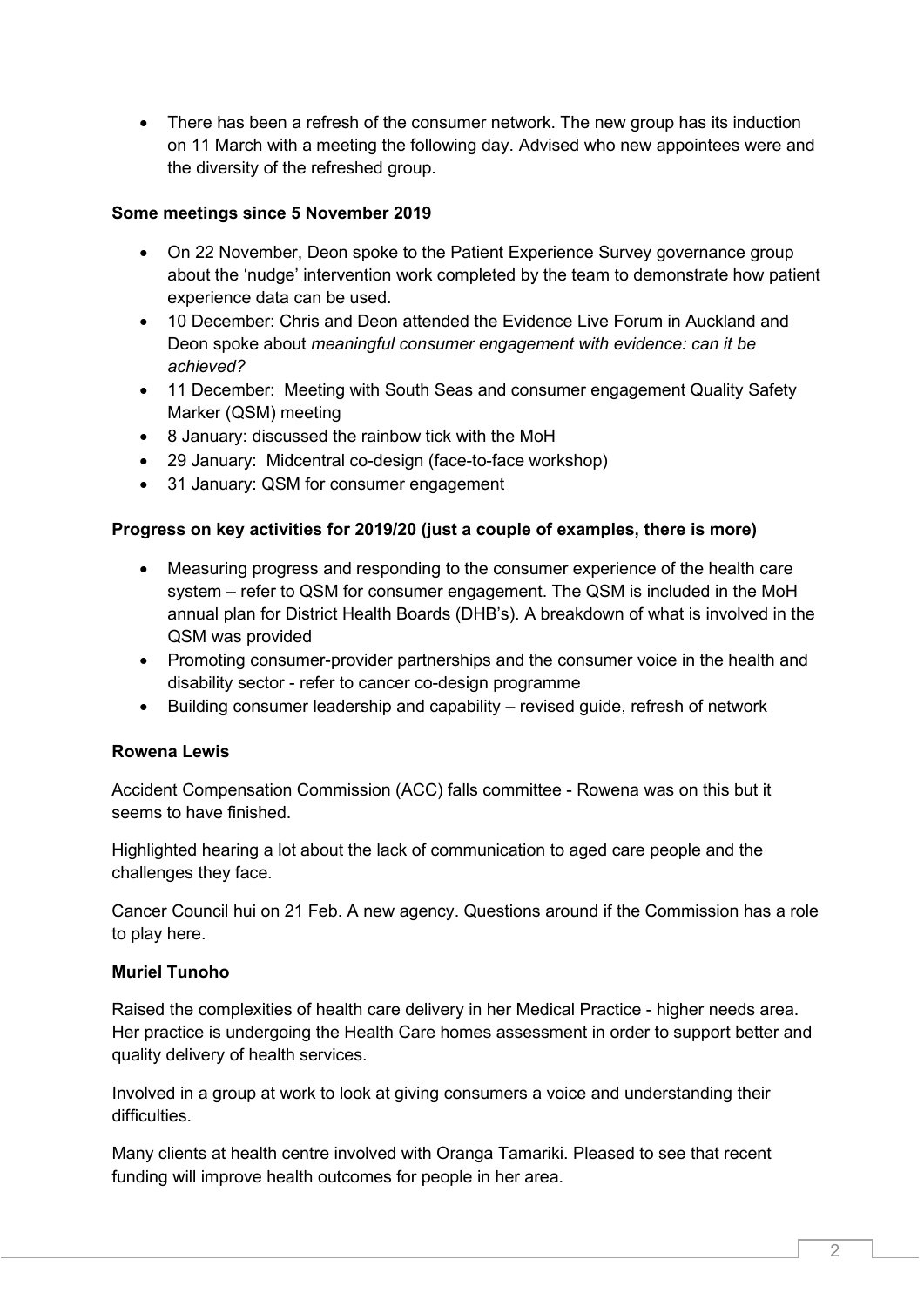- There has been a refresh of the consumer network. The new group has its induction on 11 March with a meeting the following day. Advised who new appointees were and the diversity of the refreshed group.

**Some meetings since 5 November 2019**

- On 22 November, Deon spoke to the Patient Experience Survey governance group about the 'nudge' intervention work completed by the team to demonstrate how patient experience data can be used.
- 10 December: Chris and Deon attended the Evidence Live Forum in Auckland and Deon spoke about *meaningful consumer engagement with evidence: can it be achieved?*
- 11 December: Meeting with South Seas and consumer engagement Quality Safety Marker (QSM) meeting
- 8 January: discussed the rainbow tick with the MoH
- 29 January: Midcentral co-design (face-to-face workshop)
- 31 January: QSM for consumer engagement

**Progress on key activities for 2019/20 (just a couple of examples, there is more)**

- Measuring progress and responding to the consumer experience of the health care system – refer to QSM for consumer engagement. The QSM is included in the MoH annual plan for District Health Boards (DHB's). A breakdown of what is involved in the QSM was provided
- Promoting consumer-provider partnerships and the consumer voice in the health and disability sector - refer to cancer co-design programme
- Building consumer leadership and capability – revised guide, refresh of network

**Rowena Lewis**

Accident Compensation Commission (ACC) falls committee - Rowena was on this but it seems to have finished.

Highlighted hearing a lot about the lack of communication to aged care people and the challenges they face.

Cancer Council hui on 21 Feb. A new agency. Questions around if the Commission has a role to play here.

**Muriel Tunoho**

Raised the complexities of health care delivery in her Medical Practice - higher needs area. Her practice is undergoing the Health Care homes assessment in order to support better and quality delivery of health services.

Involved in a group at work to look at giving consumers a voice and understanding their difficulties.

Many clients at health centre involved with Oranga Tamariki. Pleased to see that recent funding will improve health outcomes for people in her area.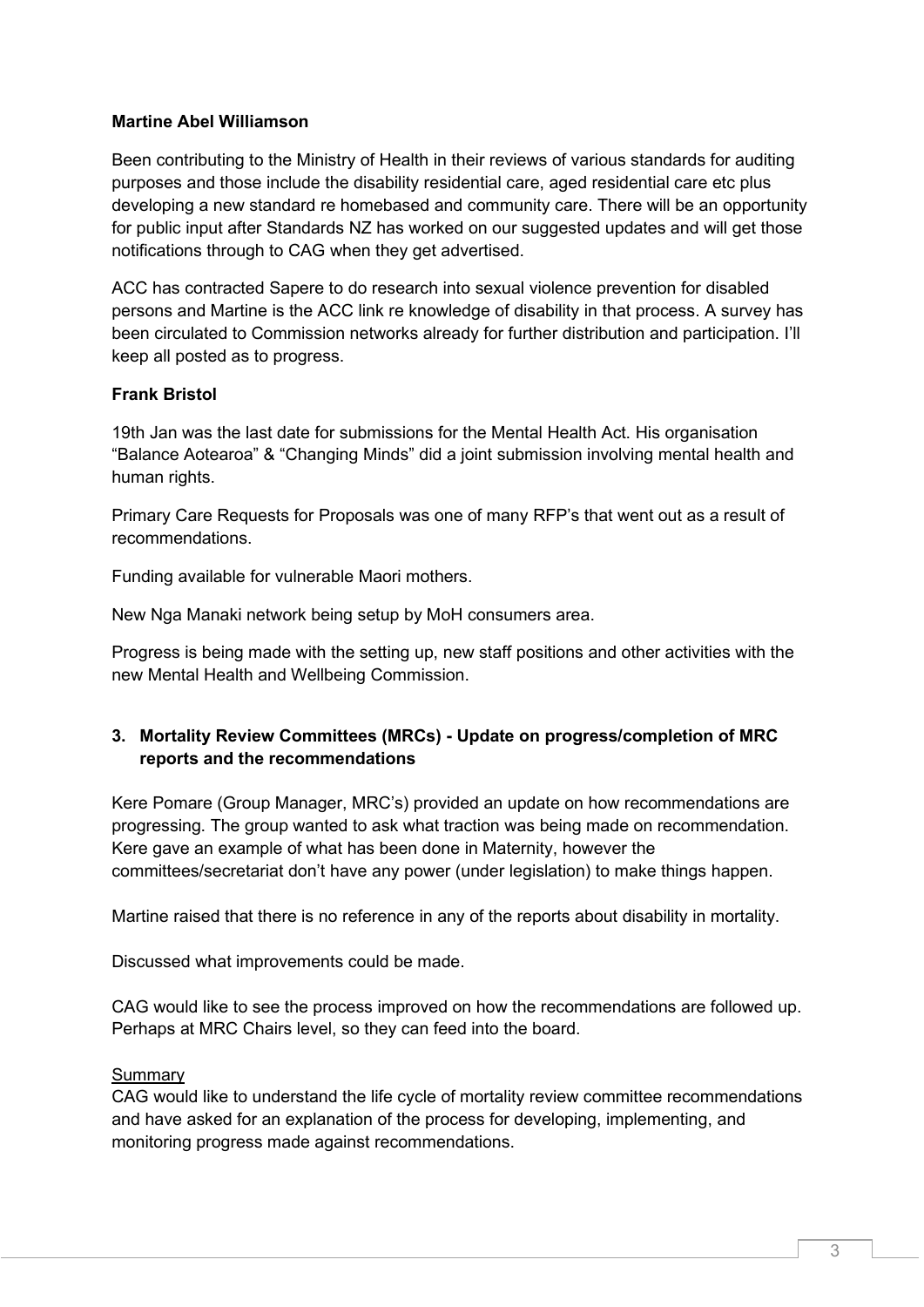**Martine Abel Williamson**

Been contributing to the Ministry of Health in their reviews of various standards for auditing purposes and those include the disability residential care, aged residential care etc plus developing a new standard re homebased and community care. There will be an opportunity for public input after Standards NZ has worked on our suggested updates and will get those notifications through to CAG when they get advertised.

ACC has contracted Sapere to do research into sexual violence prevention for disabled persons and Martine is the ACC link re knowledge of disability in that process. A survey has been circulated to Commission networks already for further distribution and participation. I'll keep all posted as to progress.

**Frank Bristol**

19th Jan was the last date for submissions for the Mental Health Act. His organisation "Balance Aotearoa" & "Changing Minds" did a joint submission involving mental health and human rights.

Primary Care Requests for Proposals was one of many RFP's that went out as a result of recommendations.

Funding available for vulnerable Maori mothers.

New Nga Manaki network being setup by MoH consumers area.

Progress is being made with the setting up, new staff positions and other activities with the new Mental Health and Wellbeing Commission.

## 3. Mortality Review Committees (MRCs) - Update on progress/completion of MRC reports and the recommendations

Kere Pomare (Group Manager, MRC's) provided an update on how recommendations are progressing. The group wanted to ask what traction was being made on recommendation. Kere gave an example of what has been done in Maternity, however the committees/secretariat don't have any power (under legislation) to make things happen.

Martine raised that there is no reference in any of the reports about disability in mortality.

Discussed what improvements could be made.

CAG would like to see the process improved on how the recommendations are followed up. Perhaps at MRC Chairs level, so they can feed into the board.

<u>Summary</u>

CAG would like to understand the life cycle of mortality review committee recommendations and have asked for an explanation of the process for developing, implementing, and monitoring progress made against recommendations.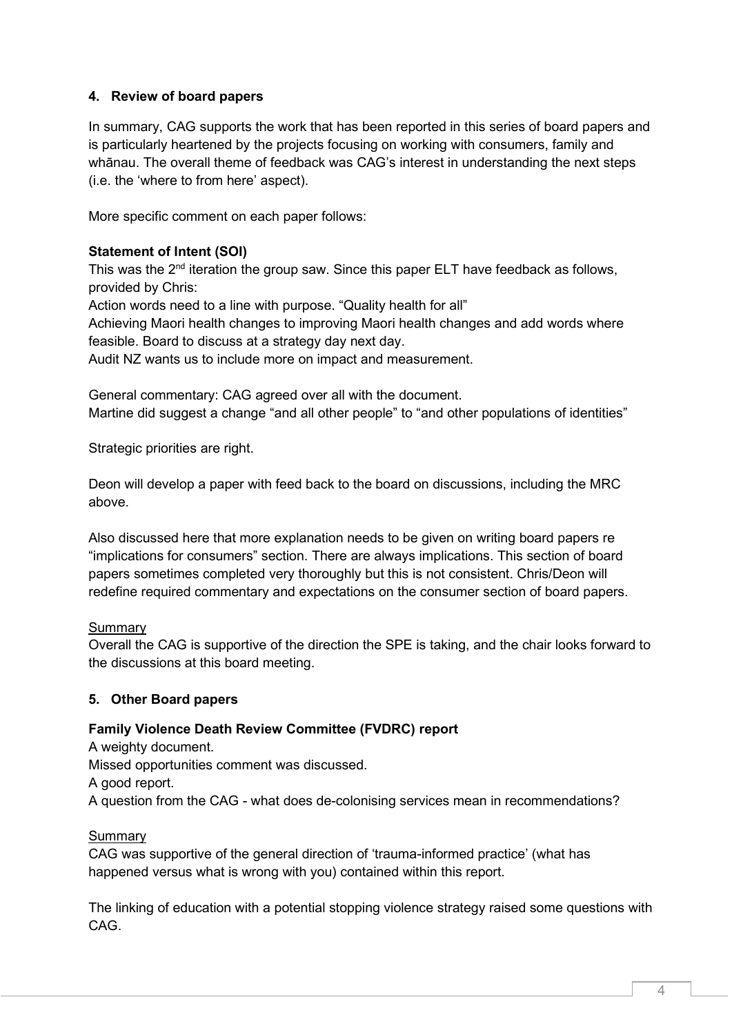## 4. Review of board papers

In summary, CAG supports the work that has been reported in this series of board papers and is particularly heartened by the projects focusing on working with consumers, family and whānau. The overall theme of feedback was CAG's interest in understanding the next steps (i.e. the 'where to from here' aspect).

More specific comment on each paper follows:

**Statement of Intent (SOI)**

This was the 2nd iteration the group saw. Since this paper ELT have feedback as follows, provided by Chris:

Action words need to a line with purpose. "Quality health for all"

Achieving Maori health changes to improving Maori health changes and add words where feasible. Board to discuss at a strategy day next day.

Audit NZ wants us to include more on impact and measurement.

General commentary: CAG agreed over all with the document.

Martine did suggest a change "and all other people" to "and other populations of identities"

Strategic priorities are right.

Deon will develop a paper with feed back to the board on discussions, including the MRC above.

Also discussed here that more explanation needs to be given on writing board papers re "implications for consumers" section. There are always implications. This section of board papers sometimes completed very thoroughly but this is not consistent. Chris/Deon will redefine required commentary and expectations on the consumer section of board papers.

Summary

Overall the CAG is supportive of the direction the SPE is taking, and the chair looks forward to the discussions at this board meeting.

## 5. Other Board papers

**Family Violence Death Review Committee (FVDRC) report**

A weighty document.

Missed opportunities comment was discussed.

A good report.

A question from the CAG - what does de-colonising services mean in recommendations?

Summary

CAG was supportive of the general direction of 'trauma-informed practice' (what has happened versus what is wrong with you) contained within this report.

The linking of education with a potential stopping violence strategy raised some questions with CAG.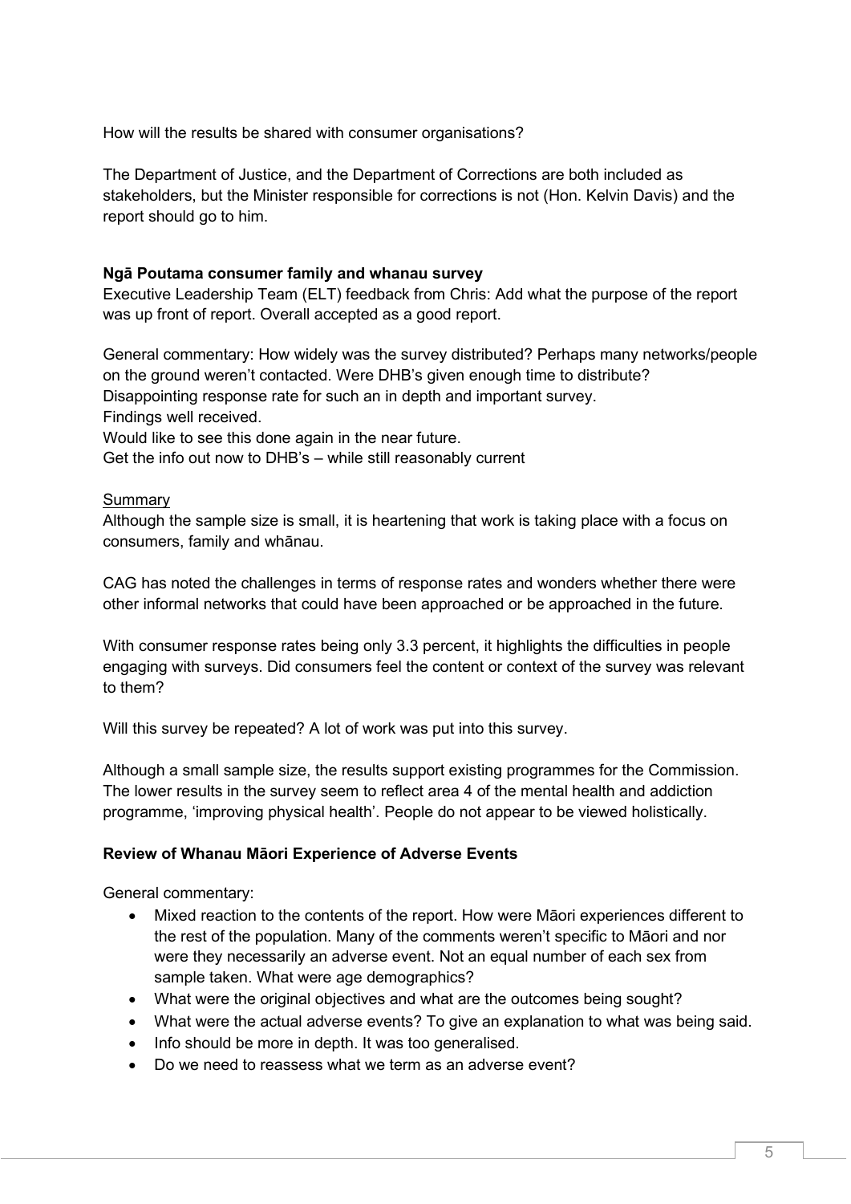How will the results be shared with consumer organisations?

The Department of Justice, and the Department of Corrections are both included as stakeholders, but the Minister responsible for corrections is not (Hon. Kelvin Davis) and the report should go to him.

**Ngā Poutama consumer family and whanau survey**

Executive Leadership Team (ELT) feedback from Chris: Add what the purpose of the report was up front of report. Overall accepted as a good report.

General commentary: How widely was the survey distributed? Perhaps many networks/people on the ground weren't contacted. Were DHB's given enough time to distribute?
Disappointing response rate for such an in depth and important survey.
Findings well received.
Would like to see this done again in the near future.
Get the info out now to DHB's – while still reasonably current

Summary

Although the sample size is small, it is heartening that work is taking place with a focus on consumers, family and whānau.

CAG has noted the challenges in terms of response rates and wonders whether there were other informal networks that could have been approached or be approached in the future.

With consumer response rates being only 3.3 percent, it highlights the difficulties in people engaging with surveys. Did consumers feel the content or context of the survey was relevant to them?

Will this survey be repeated? A lot of work was put into this survey.

Although a small sample size, the results support existing programmes for the Commission. The lower results in the survey seem to reflect area 4 of the mental health and addiction programme, 'improving physical health'. People do not appear to be viewed holistically.

**Review of Whanau Māori Experience of Adverse Events**

General commentary:

- Mixed reaction to the contents of the report. How were Māori experiences different to the rest of the population. Many of the comments weren't specific to Māori and nor were they necessarily an adverse event. Not an equal number of each sex from sample taken. What were age demographics?
- What were the original objectives and what are the outcomes being sought?
- What were the actual adverse events? To give an explanation to what was being said.
- Info should be more in depth. It was too generalised.
- Do we need to reassess what we term as an adverse event?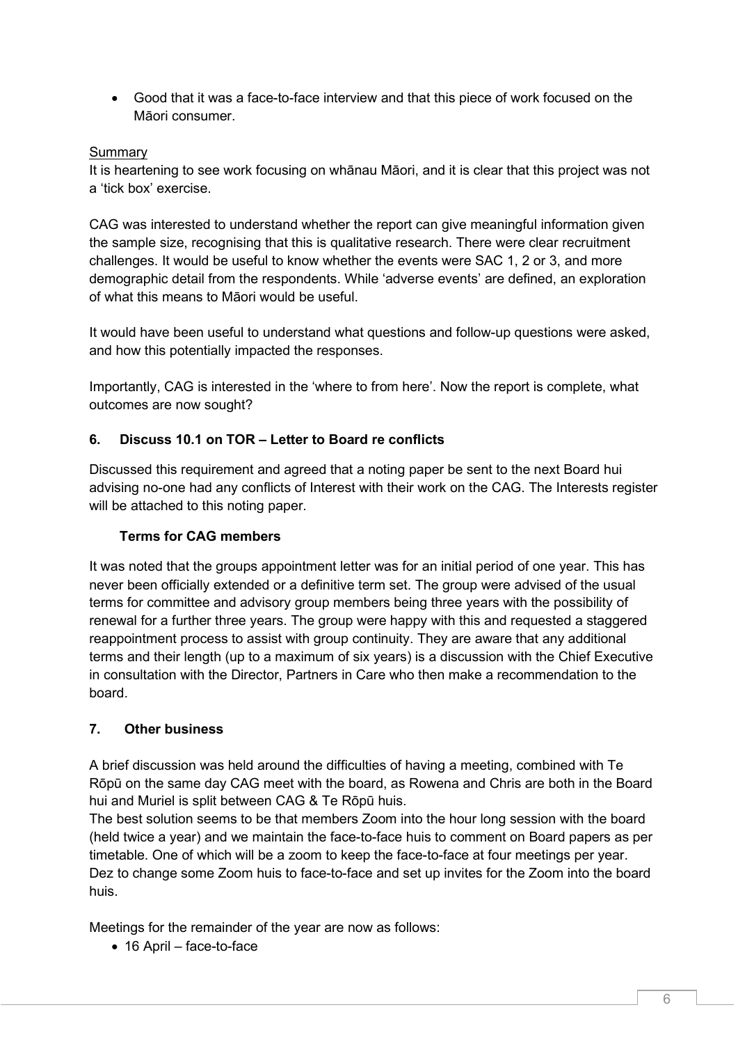- Good that it was a face-to-face interview and that this piece of work focused on the Māori consumer.

Summary

It is heartening to see work focusing on whānau Māori, and it is clear that this project was not a 'tick box' exercise.

CAG was interested to understand whether the report can give meaningful information given the sample size, recognising that this is qualitative research. There were clear recruitment challenges. It would be useful to know whether the events were SAC 1, 2 or 3, and more demographic detail from the respondents. While 'adverse events' are defined, an exploration of what this means to Māori would be useful.

It would have been useful to understand what questions and follow-up questions were asked, and how this potentially impacted the responses.

Importantly, CAG is interested in the 'where to from here'. Now the report is complete, what outcomes are now sought?

### 6. Discuss 10.1 on TOR – Letter to Board re conflicts

Discussed this requirement and agreed that a noting paper be sent to the next Board hui advising no-one had any conflicts of Interest with their work on the CAG. The Interests register will be attached to this noting paper.

**Terms for CAG members**

It was noted that the groups appointment letter was for an initial period of one year. This has never been officially extended or a definitive term set. The group were advised of the usual terms for committee and advisory group members being three years with the possibility of renewal for a further three years. The group were happy with this and requested a staggered reappointment process to assist with group continuity. They are aware that any additional terms and their length (up to a maximum of six years) is a discussion with the Chief Executive in consultation with the Director, Partners in Care who then make a recommendation to the board.

### 7. Other business

A brief discussion was held around the difficulties of having a meeting, combined with Te Rōpū on the same day CAG meet with the board, as Rowena and Chris are both in the Board hui and Muriel is split between CAG & Te Rōpū huis.
The best solution seems to be that members Zoom into the hour long session with the board (held twice a year) and we maintain the face-to-face huis to comment on Board papers as per timetable. One of which will be a zoom to keep the face-to-face at four meetings per year. Dez to change some Zoom huis to face-to-face and set up invites for the Zoom into the board huis.

Meetings for the remainder of the year are now as follows:

- 16 April – face-to-face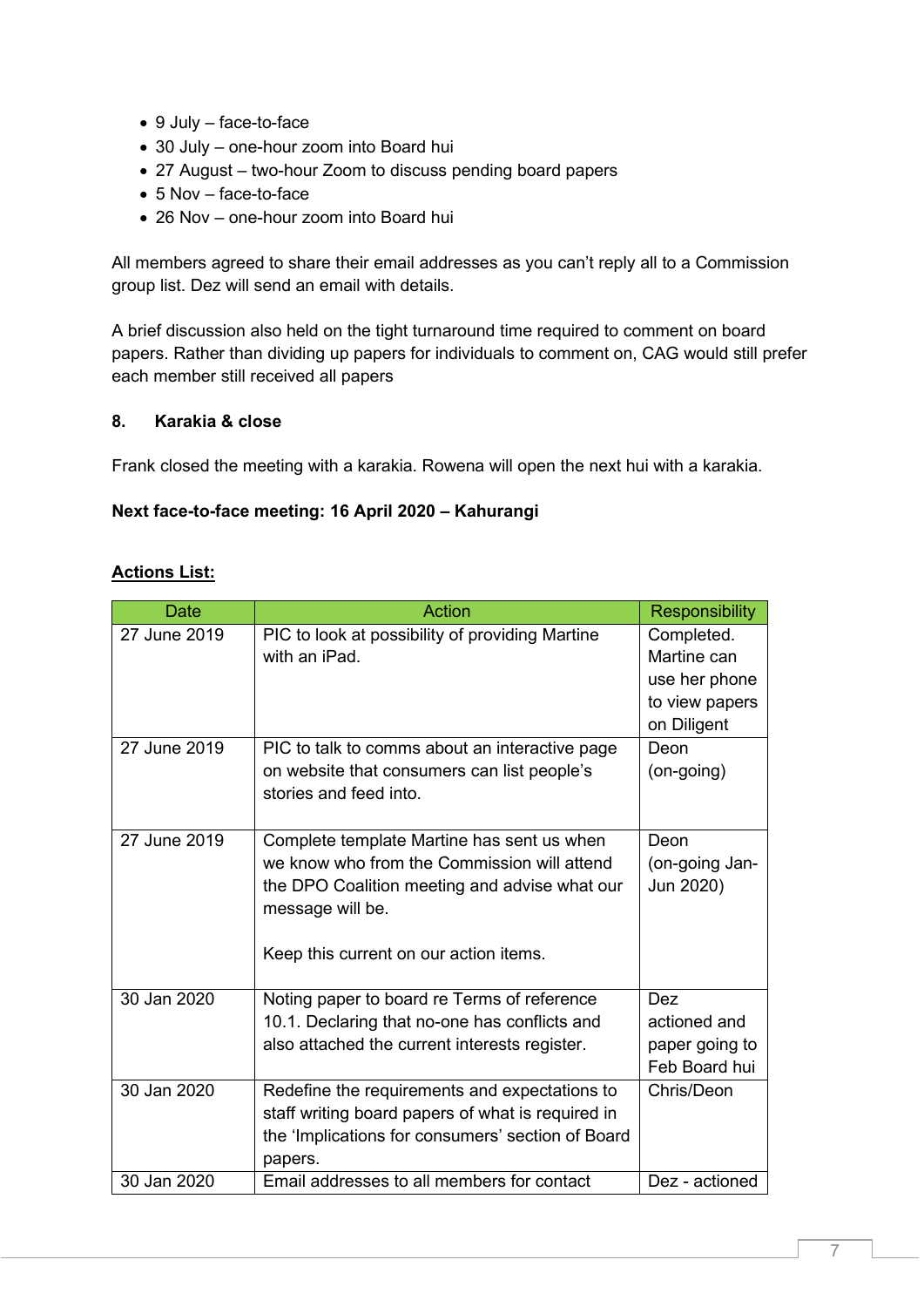- 9 July – face-to-face
- 30 July – one-hour zoom into Board hui
- 27 August – two-hour Zoom to discuss pending board papers
- 5 Nov – face-to-face
- 26 Nov – one-hour zoom into Board hui

All members agreed to share their email addresses as you can't reply all to a Commission group list. Dez will send an email with details.

A brief discussion also held on the tight turnaround time required to comment on board papers. Rather than dividing up papers for individuals to comment on, CAG would still prefer each member still received all papers

### 8. Karakia & close

Frank closed the meeting with a karakia. Rowena will open the next hui with a karakia.

**Next face-to-face meeting: 16 April 2020 – Kahurangi**

**Actions List:**

| Date | Action | Responsibility |
|---|---|---|
| 27 June 2019 | PIC to look at possibility of providing Martine with an iPad. | Completed. Martine can use her phone to view papers on Diligent |
| 27 June 2019 | PIC to talk to comms about an interactive page on website that consumers can list people's stories and feed into. | Deon (on-going) |
| 27 June 2019 | Complete template Martine has sent us when we know who from the Commission will attend the DPO Coalition meeting and advise what our message will be.<br><br>Keep this current on our action items. | Deon (on-going Jan-Jun 2020) |
| 30 Jan 2020 | Noting paper to board re Terms of reference 10.1. Declaring that no-one has conflicts and also attached the current interests register. | Dez actioned and paper going to Feb Board hui |
| 30 Jan 2020 | Redefine the requirements and expectations to staff writing board papers of what is required in the 'Implications for consumers' section of Board papers. | Chris/Deon |
| 30 Jan 2020 | Email addresses to all members for contact | Dez - actioned |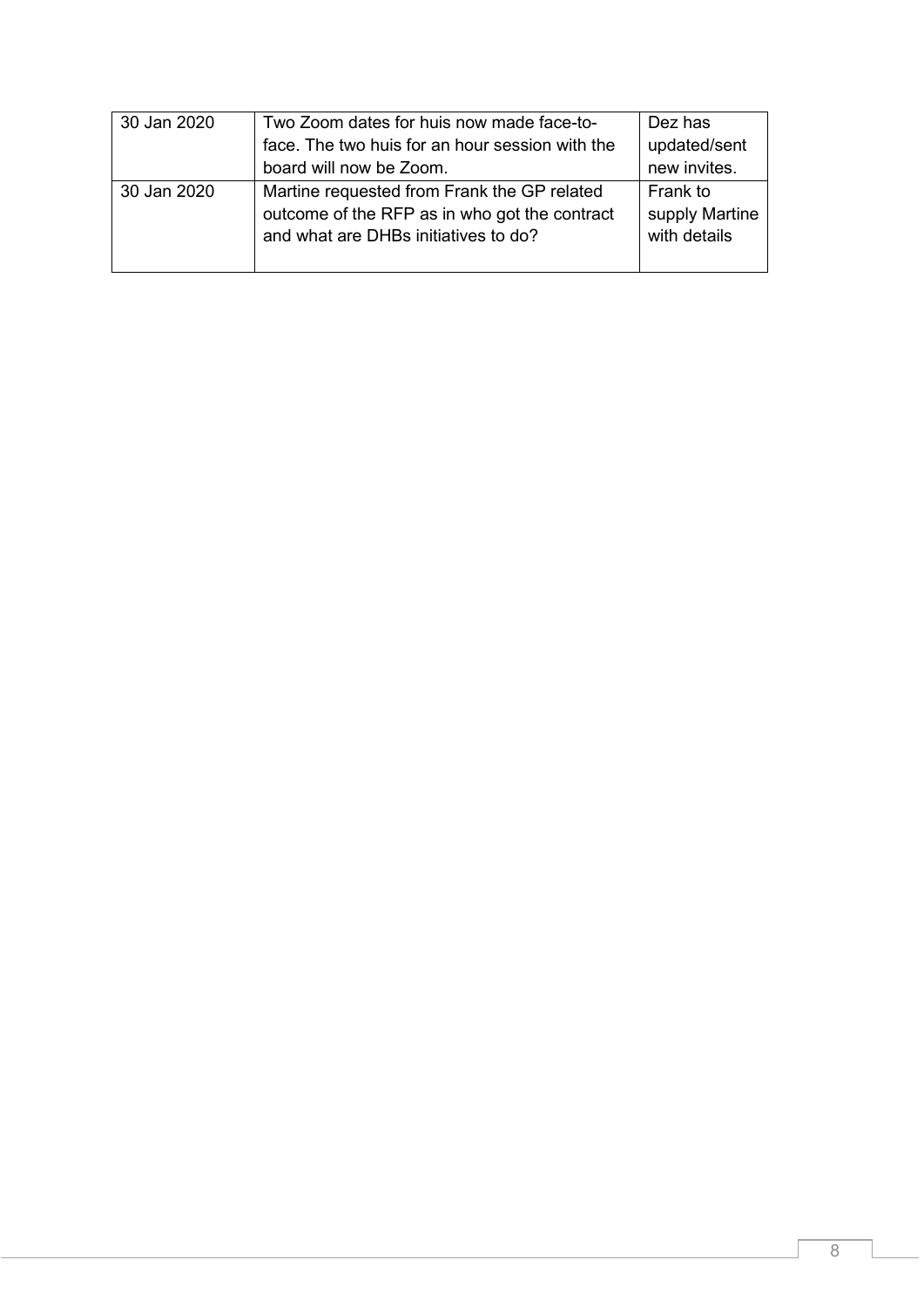| | | |
|---|---|---|
| 30 Jan 2020 | Two Zoom dates for huis now made face-to-face. The two huis for an hour session with the board will now be Zoom. | Dez has updated/sent new invites. |
| 30 Jan 2020 | Martine requested from Frank the GP related outcome of the RFP as in who got the contract and what are DHBs initiatives to do? | Frank to supply Martine with details |